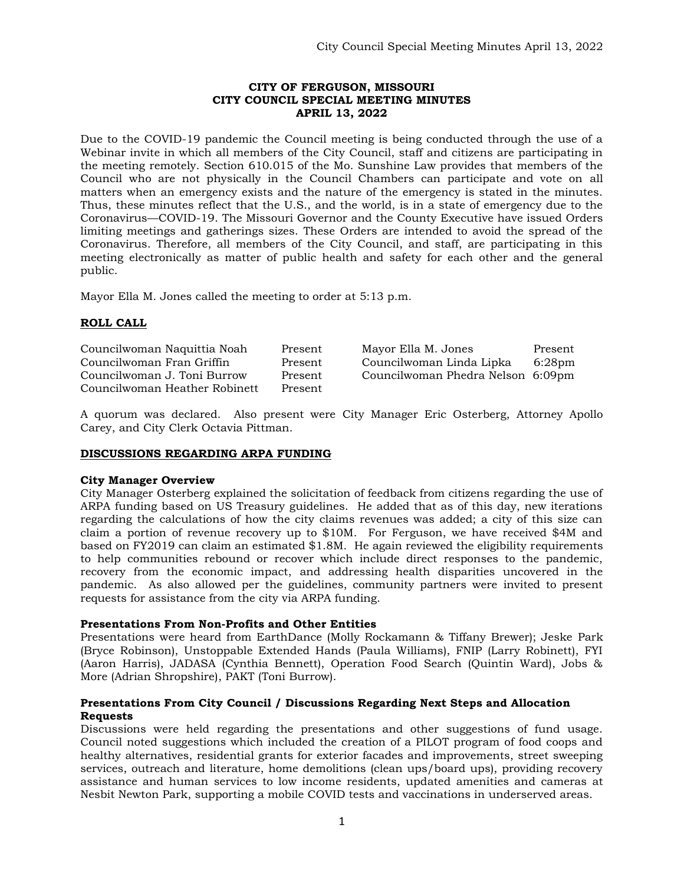# CITY OF FERGUSON, MISSOURI
# CITY COUNCIL SPECIAL MEETING MINUTES
# APRIL 13, 2022

Due to the COVID-19 pandemic the Council meeting is being conducted through the use of a Webinar invite in which all members of the City Council, staff and citizens are participating in the meeting remotely. Section 610.015 of the Mo. Sunshine Law provides that members of the Council who are not physically in the Council Chambers can participate and vote on all matters when an emergency exists and the nature of the emergency is stated in the minutes. Thus, these minutes reflect that the U.S., and the world, is in a state of emergency due to the Coronavirus—COVID-19. The Missouri Governor and the County Executive have issued Orders limiting meetings and gatherings sizes. These Orders are intended to avoid the spread of the Coronavirus. Therefore, all members of the City Council, and staff, are participating in this meeting electronically as matter of public health and safety for each other and the general public.

Mayor Ella M. Jones called the meeting to order at 5:13 p.m.

## ROLL CALL

| | | | |
|---|---|---|---|
| Councilwoman Naquittia Noah | Present | Mayor Ella M. Jones | Present |
| Councilwoman Fran Griffin | Present | Councilwoman Linda Lipka | 6:28pm |
| Councilwoman J. Toni Burrow | Present | Councilwoman Phedra Nelson | 6:09pm |
| Councilwoman Heather Robinett | Present | | |

A quorum was declared. Also present were City Manager Eric Osterberg, Attorney Apollo Carey, and City Clerk Octavia Pittman.

## DISCUSSIONS REGARDING ARPA FUNDING

**City Manager Overview**

City Manager Osterberg explained the solicitation of feedback from citizens regarding the use of ARPA funding based on US Treasury guidelines. He added that as of this day, new iterations regarding the calculations of how the city claims revenues was added; a city of this size can claim a portion of revenue recovery up to $10M. For Ferguson, we have received $4M and based on FY2019 can claim an estimated $1.8M. He again reviewed the eligibility requirements to help communities rebound or recover which include direct responses to the pandemic, recovery from the economic impact, and addressing health disparities uncovered in the pandemic. As also allowed per the guidelines, community partners were invited to present requests for assistance from the city via ARPA funding.

**Presentations From Non-Profits and Other Entities**

Presentations were heard from EarthDance (Molly Rockamann & Tiffany Brewer); Jeske Park (Bryce Robinson), Unstoppable Extended Hands (Paula Williams), FNIP (Larry Robinett), FYI (Aaron Harris), JADASA (Cynthia Bennett), Operation Food Search (Quintin Ward), Jobs & More (Adrian Shropshire), PAKT (Toni Burrow).

**Presentations From City Council / Discussions Regarding Next Steps and Allocation Requests**

Discussions were held regarding the presentations and other suggestions of fund usage. Council noted suggestions which included the creation of a PILOT program of food coops and healthy alternatives, residential grants for exterior facades and improvements, street sweeping services, outreach and literature, home demolitions (clean ups/board ups), providing recovery assistance and human services to low income residents, updated amenities and cameras at Nesbit Newton Park, supporting a mobile COVID tests and vaccinations in underserved areas.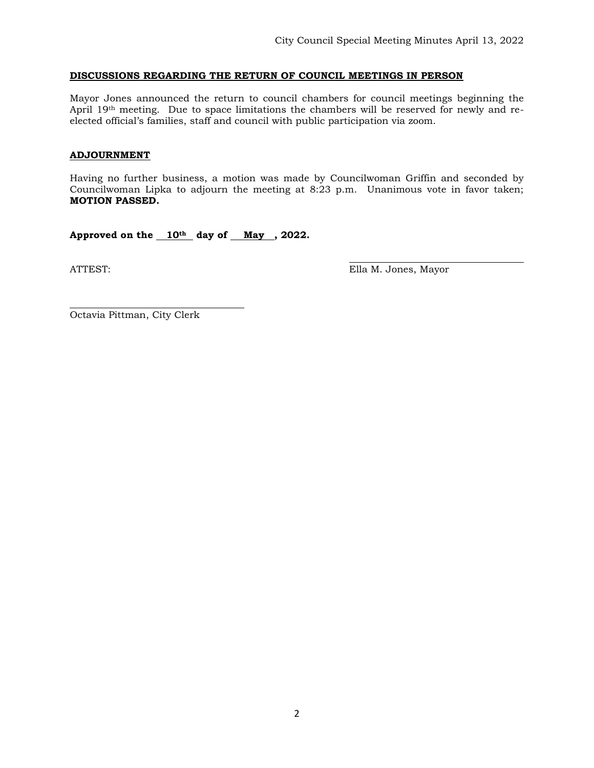**DISCUSSIONS REGARDING THE RETURN OF COUNCIL MEETINGS IN PERSON**

Mayor Jones announced the return to council chambers for council meetings beginning the April 19th meeting. Due to space limitations the chambers will be reserved for newly and re-elected official's families, staff and council with public participation via zoom.

**ADJOURNMENT**

Having no further business, a motion was made by Councilwoman Griffin and seconded by Councilwoman Lipka to adjourn the meeting at 8:23 p.m. Unanimous vote in favor taken; **MOTION PASSED.**

**Approved on the 10th day of May, 2022.**

ATTEST:

\_\_\_\_\_\_\_\_\_\_\_\_\_\_\_\_\_\_\_\_\_\_\_\_\_\_\_\_\_\_
Ella M. Jones, Mayor

\_\_\_\_\_\_\_\_\_\_\_\_\_\_\_\_\_\_\_\_\_\_\_\_\_\_\_\_\_\_
Octavia Pittman, City Clerk